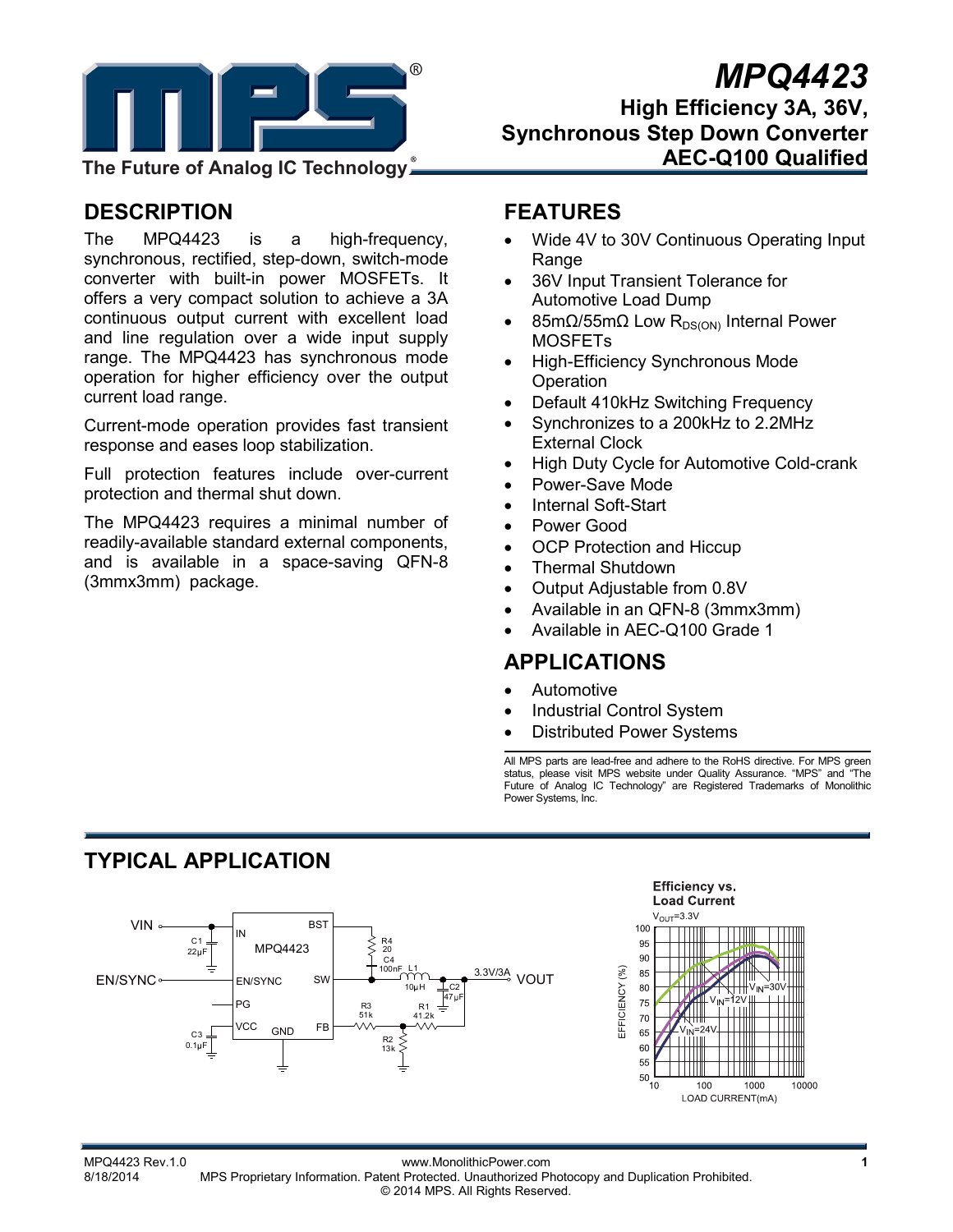# MPQ4423

## High Efficiency 3A, 36V, Synchronous Step Down Converter AEC-Q100 Qualified

## DESCRIPTION

The MPQ4423 is a high-frequency, synchronous, rectified, step-down, switch-mode converter with built-in power MOSFETs. It offers a very compact solution to achieve a 3A continuous output current with excellent load and line regulation over a wide input supply range. The MPQ4423 has synchronous mode operation for higher efficiency over the output current load range.

Current-mode operation provides fast transient response and eases loop stabilization.

Full protection features include over-current protection and thermal shut down.

The MPQ4423 requires a minimal number of readily-available standard external components, and is available in a space-saving QFN-8 (3mmx3mm) package.

## FEATURES

- Wide 4V to 30V Continuous Operating Input Range
- 36V Input Transient Tolerance for Automotive Load Dump
- 85mΩ/55mΩ Low $R_{DS(ON)}$ Internal Power MOSFETs
- High-Efficiency Synchronous Mode Operation
- Default 410kHz Switching Frequency
- Synchronizes to a 200kHz to 2.2MHz External Clock
- High Duty Cycle for Automotive Cold-crank
- Power-Save Mode
- Internal Soft-Start
- Power Good
- OCP Protection and Hiccup
- Thermal Shutdown
- Output Adjustable from 0.8V
- Available in an QFN-8 (3mmx3mm)
- Available in AEC-Q100 Grade 1

## APPLICATIONS

- Automotive
- Industrial Control System
- Distributed Power Systems

All MPS parts are lead-free and adhere to the RoHS directive. For MPS green status, please visit MPS website under Quality Assurance. "MPS" and "The Future of Analog IC Technology" are Registered Trademarks of Monolithic Power Systems, Inc.

## TYPICAL APPLICATION

Efficiency vs. Load Current
$V_{OUT}$=3.3V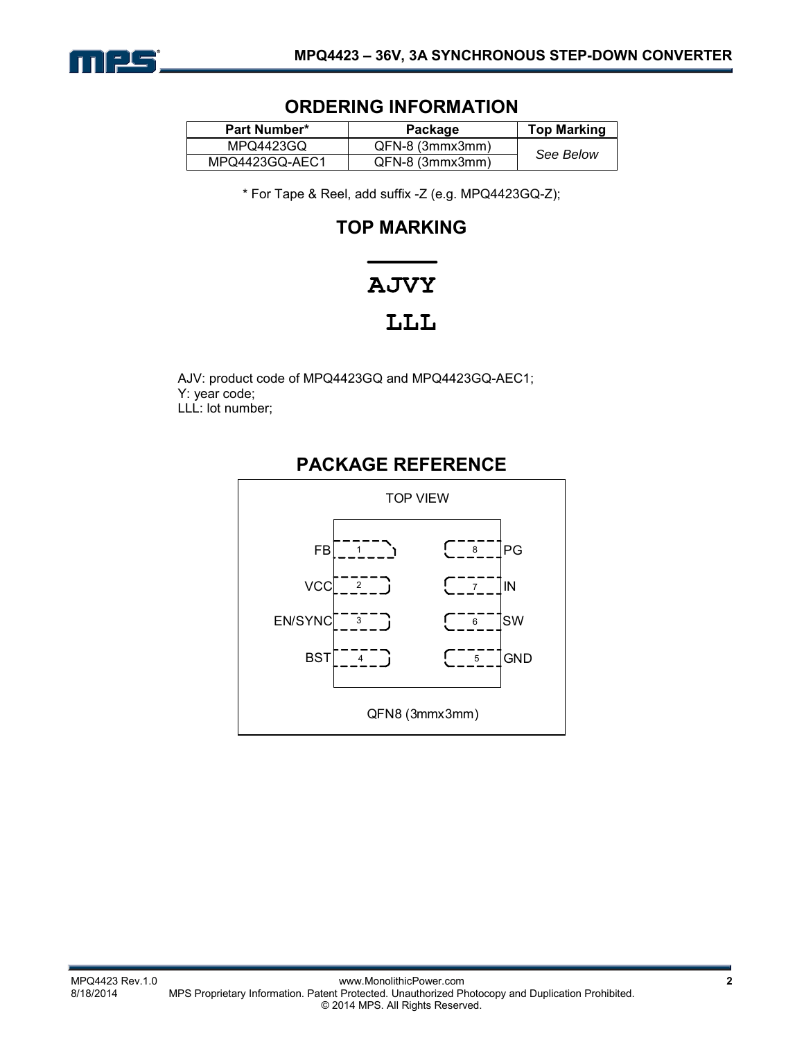## ORDERING INFORMATION

| Part Number* | Package | Top Marking |
|---|---|---|
| MPQ4423GQ | QFN-8 (3mmx3mm) | *See Below* |
| MPQ4423GQ-AEC1 | QFN-8 (3mmx3mm) | |

\* For Tape & Reel, add suffix -Z (e.g. MPQ4423GQ-Z);

## TOP MARKING

AJVY

LLL

AJV: product code of MPQ4423GQ and MPQ4423GQ-AEC1;
Y: year code;
LLL: lot number;

## PACKAGE REFERENCE

TOP VIEW

| Pin | Name | Pin | Name |
|---|---|---|---|
| 1 | FB | 8 | PG |
| 2 | VCC | 7 | IN |
| 3 | EN/SYNC | 6 | SW |
| 4 | BST | 5 | GND |

QFN8 (3mmx3mm)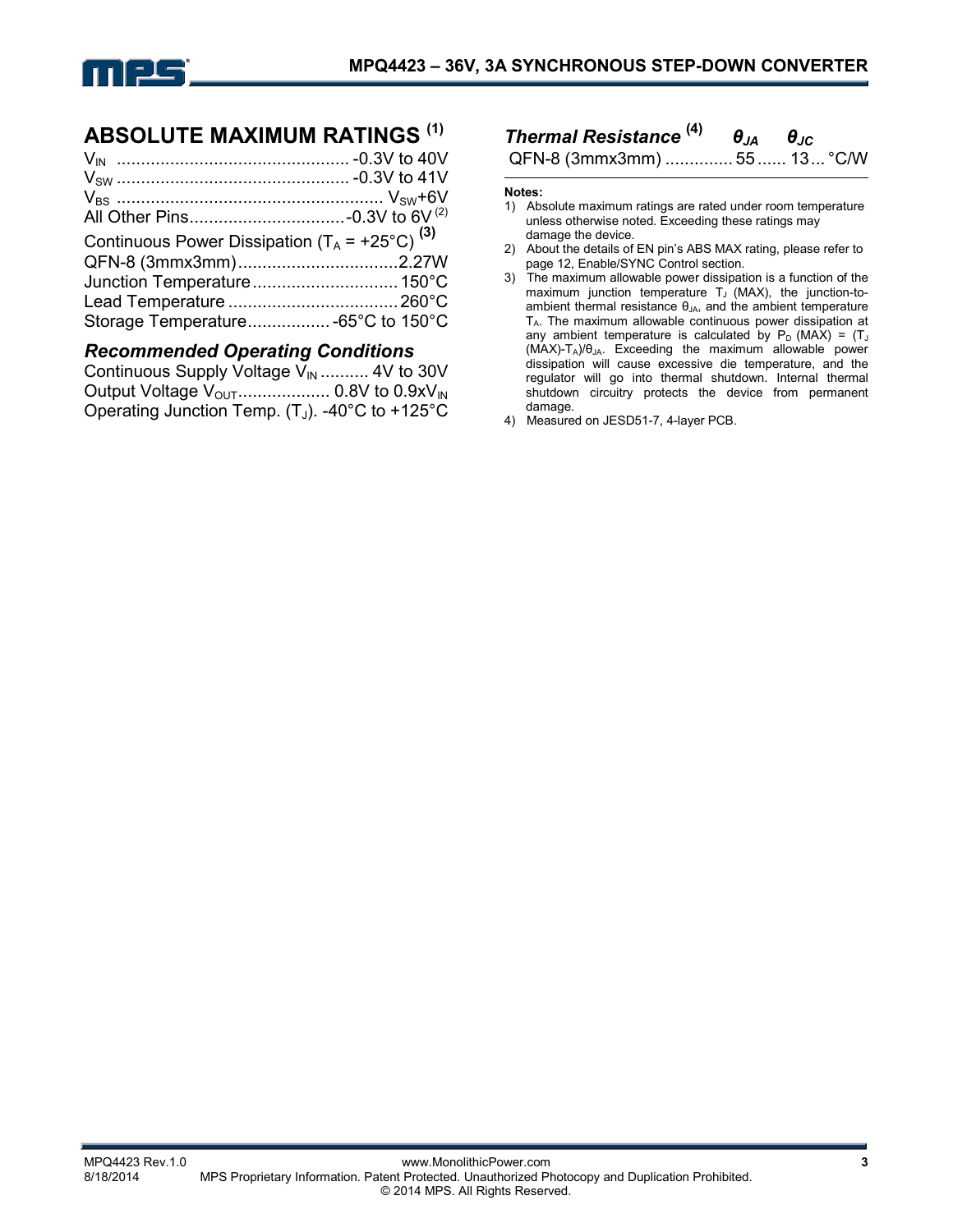## ABSOLUTE MAXIMUM RATINGS [1]

$V_{IN}$ ................................................ -0.3V to 40V
$V_{SW}$ ................................................ -0.3V to 41V
$V_{BS}$ ...................................................... $V_{SW}$+6V
All Other Pins................................ -0.3V to 6V [2]
Continuous Power Dissipation ($T_A$ = +25°C) [3]
QFN-8 (3mmx3mm)................................. 2.27W
Junction Temperature.............................. 150°C
Lead Temperature ................................... 260°C
Storage Temperature................. -65°C to 150°C

### Recommended Operating Conditions

Continuous Supply Voltage $V_{IN}$ .......... 4V to 30V
Output Voltage $V_{OUT}$.................. 0.8V to 0.9x$V_{IN}$
Operating Junction Temp. ($T_J$). -40°C to +125°C

### Thermal Resistance [4]

| | $\theta_{JA}$ | $\theta_{JC}$ | |
|---|---|---|---|
| QFN-8 (3mmx3mm) | 55 | 13 | °C/W |

**Notes:**

1) Absolute maximum ratings are rated under room temperature unless otherwise noted. Exceeding these ratings may damage the device.
2) About the details of EN pin's ABS MAX rating, please refer to page 12, Enable/SYNC Control section.
3) The maximum allowable power dissipation is a function of the maximum junction temperature $T_J$ (MAX), the junction-to-ambient thermal resistance $\theta_{JA}$, and the ambient temperature $T_A$. The maximum allowable continuous power dissipation at any ambient temperature is calculated by $P_D$ (MAX) = ($T_J$ (MAX)-$T_A$)/$\theta_{JA}$. Exceeding the maximum allowable power dissipation will cause excessive die temperature, and the regulator will go into thermal shutdown. Internal thermal shutdown circuitry protects the device from permanent damage.
4) Measured on JESD51-7, 4-layer PCB.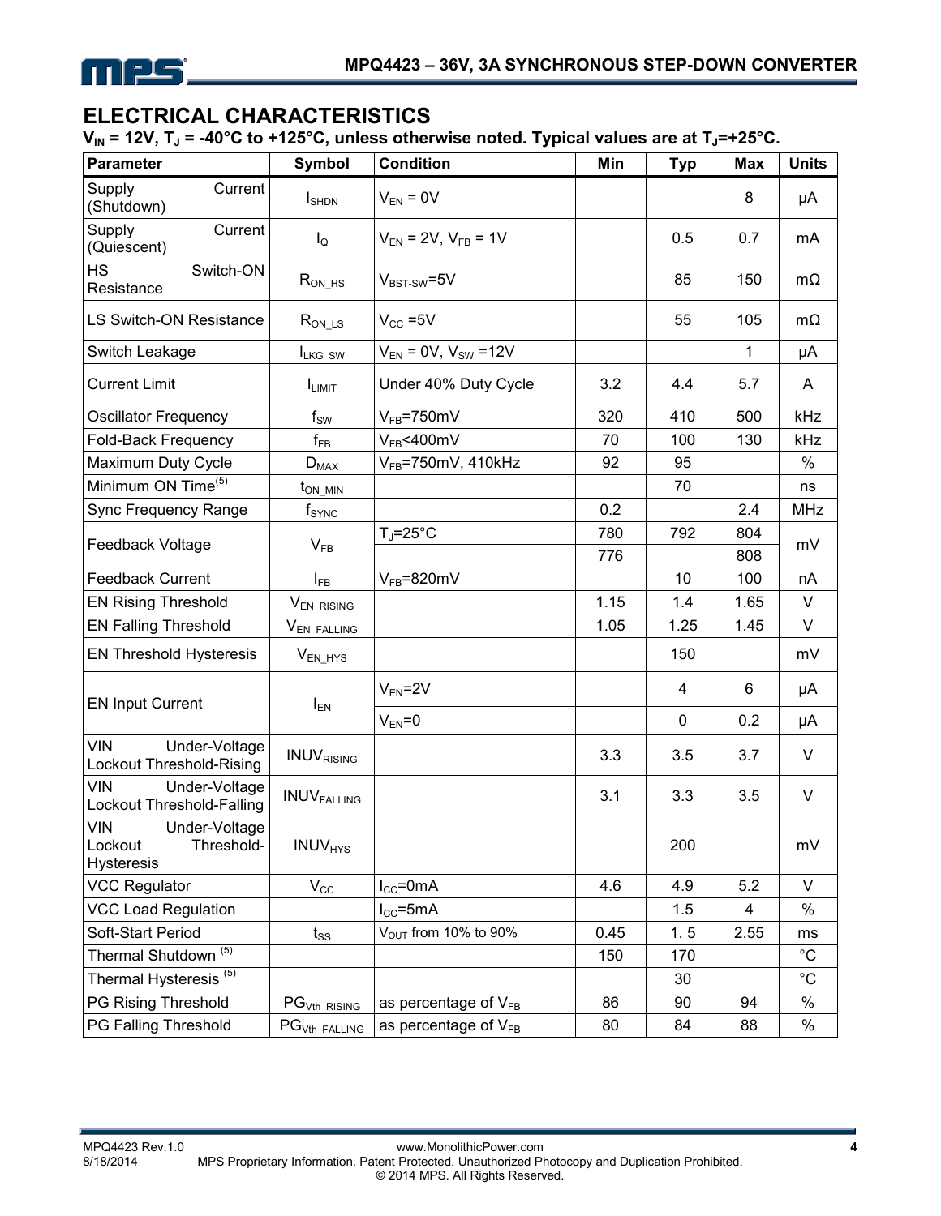## ELECTRICAL CHARACTERISTICS

**$V_{IN}$ = 12V, $T_J$ = -40°C to +125°C, unless otherwise noted. Typical values are at $T_J$=+25°C.**

| Parameter | Symbol | Condition | Min | Typ | Max | Units |
|---|---|---|---|---|---|---|
| Supply Current (Shutdown) | $I_{SHDN}$ | $V_{EN}$ = 0V | | | 8 | μA |
| Supply Current (Quiescent) | $I_Q$ | $V_{EN}$ = 2V, $V_{FB}$ = 1V | | 0.5 | 0.7 | mA |
| HS Switch-ON Resistance | $R_{ON\_HS}$ | $V_{BST-SW}$=5V | | 85 | 150 | mΩ |
| LS Switch-ON Resistance | $R_{ON\_LS}$ | $V_{CC}$ =5V | | 55 | 105 | mΩ |
| Switch Leakage | $I_{LKG\_SW}$ | $V_{EN}$ = 0V, $V_{SW}$ =12V | | | 1 | μA |
| Current Limit | $I_{LIMIT}$ | Under 40% Duty Cycle | 3.2 | 4.4 | 5.7 | A |
| Oscillator Frequency | $f_{SW}$ | $V_{FB}$=750mV | 320 | 410 | 500 | kHz |
| Fold-Back Frequency | $f_{FB}$ | $V_{FB}$<400mV | 70 | 100 | 130 | kHz |
| Maximum Duty Cycle | $D_{MAX}$ | $V_{FB}$=750mV, 410kHz | 92 | 95 | | % |
| Minimum ON Time[5] | $t_{ON\_MIN}$ | | | 70 | | ns |
| Sync Frequency Range | $f_{SYNC}$ | | 0.2 | | 2.4 | MHz |
| Feedback Voltage | $V_{FB}$ | $T_J$=25°C | 780 | 792 | 804 | mV |
| | | | 776 | | 808 | mV |
| Feedback Current | $I_{FB}$ | $V_{FB}$=820mV | | 10 | 100 | nA |
| EN Rising Threshold | $V_{EN\_RISING}$ | | 1.15 | 1.4 | 1.65 | V |
| EN Falling Threshold | $V_{EN\_FALLING}$ | | 1.05 | 1.25 | 1.45 | V |
| EN Threshold Hysteresis | $V_{EN\_HYS}$ | | | 150 | | mV |
| EN Input Current | $I_{EN}$ | $V_{EN}$=2V | | 4 | 6 | μA |
| | | $V_{EN}$=0 | | 0 | 0.2 | μA |
| VIN Under-Voltage Lockout Threshold-Rising | $INUV_{RISING}$ | | 3.3 | 3.5 | 3.7 | V |
| VIN Under-Voltage Lockout Threshold-Falling | $INUV_{FALLING}$ | | 3.1 | 3.3 | 3.5 | V |
| VIN Under-Voltage Lockout Threshold-Hysteresis | $INUV_{HYS}$ | | | 200 | | mV |
| VCC Regulator | $V_{CC}$ | $I_{CC}$=0mA | 4.6 | 4.9 | 5.2 | V |
| VCC Load Regulation | | $I_{CC}$=5mA | | 1.5 | 4 | % |
| Soft-Start Period | $t_{SS}$ | $V_{OUT}$ from 10% to 90% | 0.45 | 1.5 | 2.55 | ms |
| Thermal Shutdown [5] | | | 150 | 170 | | °C |
| Thermal Hysteresis [5] | | | | 30 | | °C |
| PG Rising Threshold | $PG_{Vth\_RISING}$ | as percentage of $V_{FB}$ | 86 | 90 | 94 | % |
| PG Falling Threshold | $PG_{Vth\_FALLING}$ | as percentage of $V_{FB}$ | 80 | 84 | 88 | % |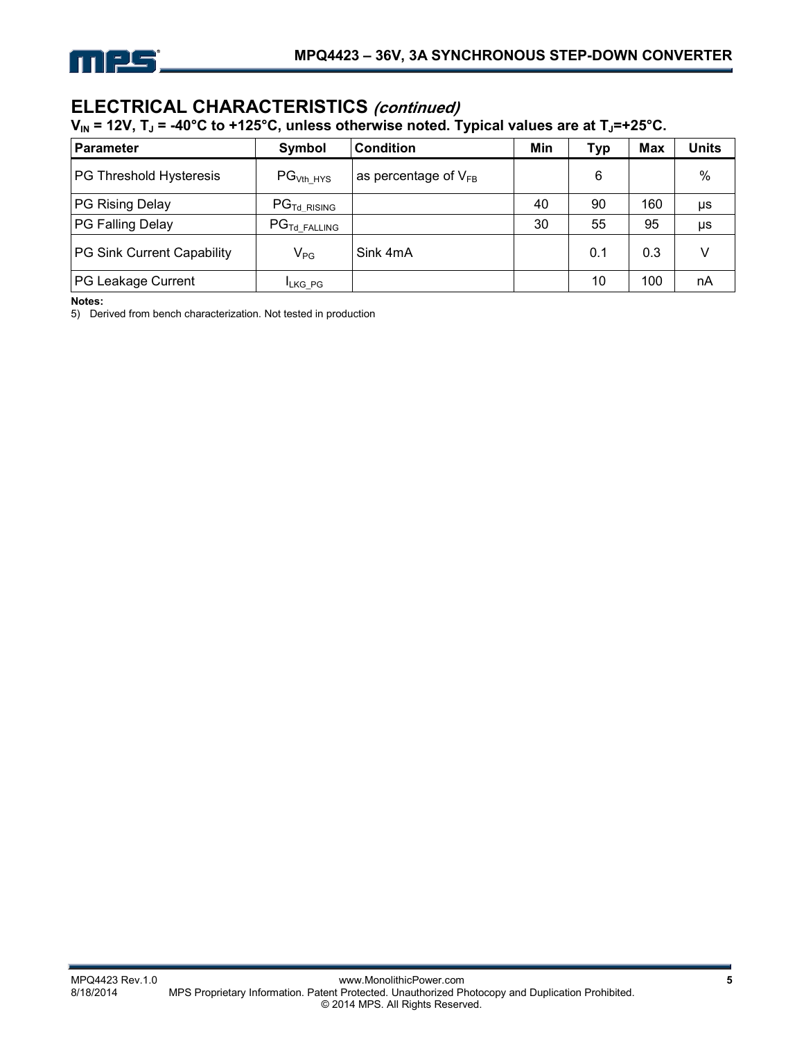## ELECTRICAL CHARACTERISTICS *(continued)*

**$V_{IN}$ = 12V, $T_J$ = -40°C to +125°C, unless otherwise noted. Typical values are at $T_J$=+25°C.**

| Parameter | Symbol | Condition | Min | Typ | Max | Units |
|---|---|---|---|---|---|---|
| PG Threshold Hysteresis | $PG_{Vth\_HYS}$ | as percentage of $V_{FB}$ | | 6 | | % |
| PG Rising Delay | $PG_{Td\_RISING}$ | | 40 | 90 | 160 | μs |
| PG Falling Delay | $PG_{Td\_FALLING}$ | | 30 | 55 | 95 | μs |
| PG Sink Current Capability | $V_{PG}$ | Sink 4mA | | 0.1 | 0.3 | V |
| PG Leakage Current | $I_{LKG\_PG}$ | | | 10 | 100 | nA |

**Notes:**

5) Derived from bench characterization. Not tested in production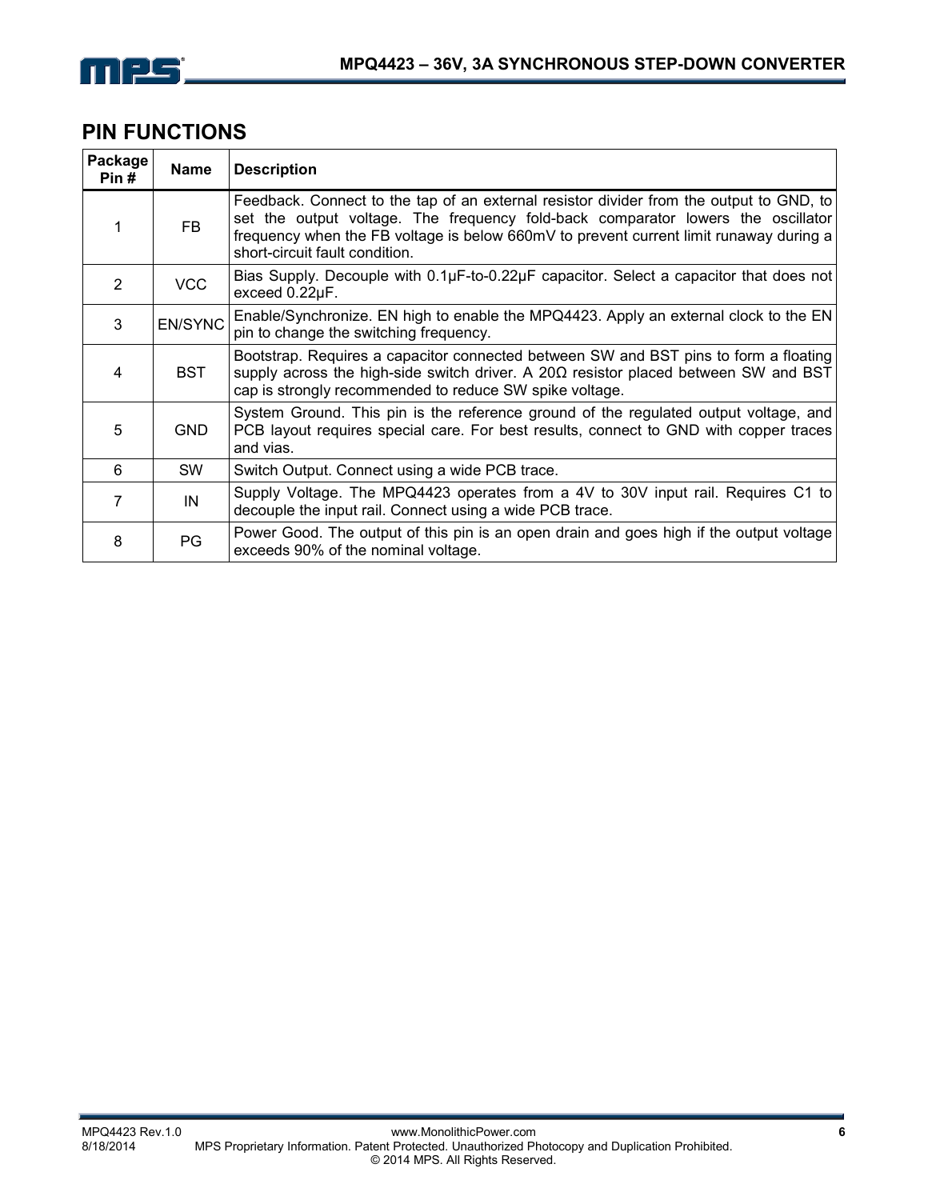## PIN FUNCTIONS

| Package Pin # | Name | Description |
|---|---|---|
| 1 | FB | Feedback. Connect to the tap of an external resistor divider from the output to GND, to set the output voltage. The frequency fold-back comparator lowers the oscillator frequency when the FB voltage is below 660mV to prevent current limit runaway during a short-circuit fault condition. |
| 2 | VCC | Bias Supply. Decouple with 0.1µF-to-0.22µF capacitor. Select a capacitor that does not exceed 0.22µF. |
| 3 | EN/SYNC | Enable/Synchronize. EN high to enable the MPQ4423. Apply an external clock to the EN pin to change the switching frequency. |
| 4 | BST | Bootstrap. Requires a capacitor connected between SW and BST pins to form a floating supply across the high-side switch driver. A 20Ω resistor placed between SW and BST cap is strongly recommended to reduce SW spike voltage. |
| 5 | GND | System Ground. This pin is the reference ground of the regulated output voltage, and PCB layout requires special care. For best results, connect to GND with copper traces and vias. |
| 6 | SW | Switch Output. Connect using a wide PCB trace. |
| 7 | IN | Supply Voltage. The MPQ4423 operates from a 4V to 30V input rail. Requires C1 to decouple the input rail. Connect using a wide PCB trace. |
| 8 | PG | Power Good. The output of this pin is an open drain and goes high if the output voltage exceeds 90% of the nominal voltage. |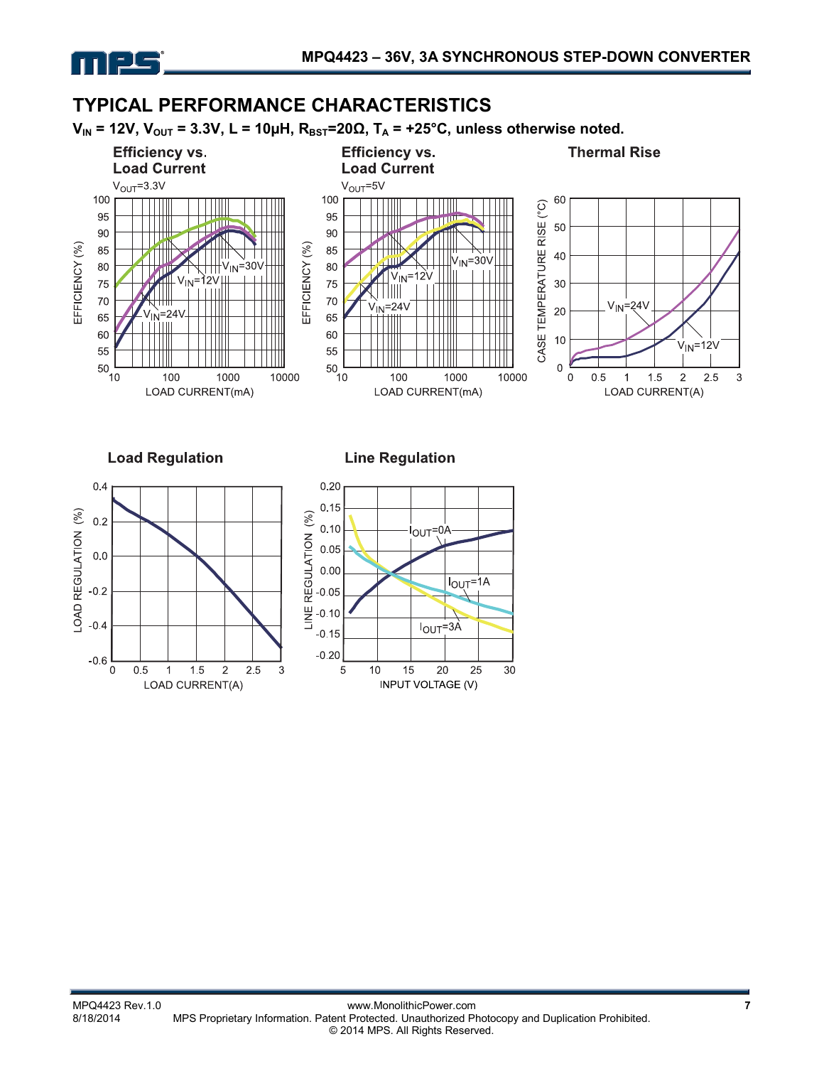## TYPICAL PERFORMANCE CHARACTERISTICS

**$V_{IN}$ = 12V, $V_{OUT}$ = 3.3V, L = 10µH, $R_{BST}$=20Ω, $T_A$ = +25°C, unless otherwise noted.**

**Efficiency vs. Load Current**

$V_{OUT}$=3.3V

**Efficiency vs. Load Current**

$V_{OUT}$=5V

**Thermal Rise**

**Load Regulation**

**Line Regulation**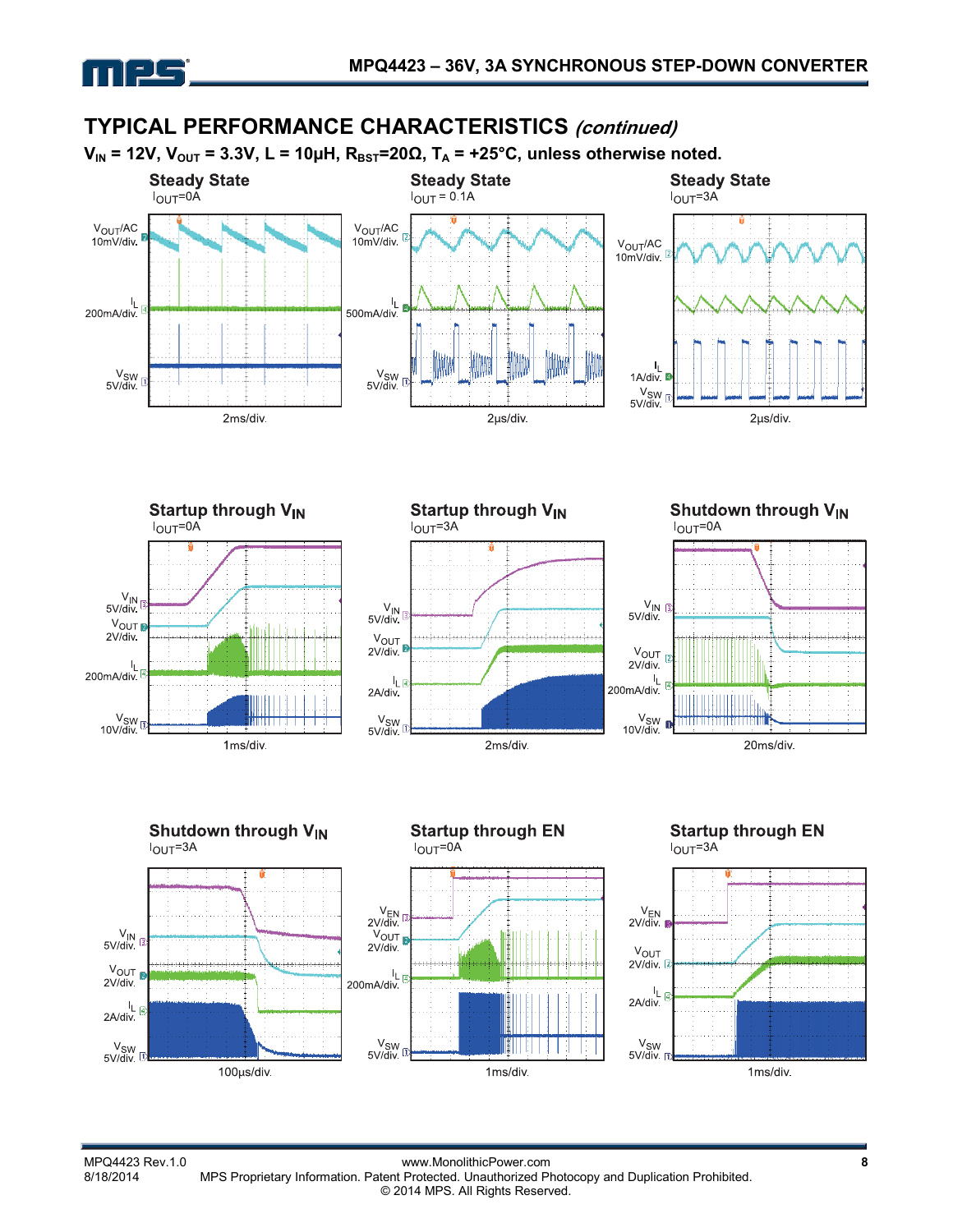## TYPICAL PERFORMANCE CHARACTERISTICS *(continued)*

**$V_{IN}$ = 12V, $V_{OUT}$ = 3.3V, L = 10µH, $R_{BST}$=20Ω, $T_A$ = +25°C, unless otherwise noted.**

**Steady State**
$I_{OUT}$=0A

$V_{OUT}$/AC 10mV/div.
$I_L$ 200mA/div.
$V_{SW}$ 5V/div.
2ms/div.

**Steady State**
$I_{OUT}$ = 0.1A

$V_{OUT}$/AC 10mV/div.
$I_L$ 500mA/div.
$V_{SW}$ 5V/div.
2µs/div.

**Steady State**
$I_{OUT}$=3A

$V_{OUT}$/AC 10mV/div.
$I_L$ 1A/div.
$V_{SW}$ 5V/div.
2µs/div.

**Startup through $V_{IN}$**
$I_{OUT}$=0A

$V_{IN}$ 5V/div.
$V_{OUT}$ 2V/div.
$I_L$ 200mA/div.
$V_{SW}$ 10V/div.
1ms/div.

**Startup through $V_{IN}$**
$I_{OUT}$=3A

$V_{IN}$ 5V/div.
$V_{OUT}$ 2V/div.
$I_L$ 2A/div.
$V_{SW}$ 5V/div.
2ms/div.

**Shutdown through $V_{IN}$**
$I_{OUT}$=0A

$V_{IN}$ 5V/div.
$V_{OUT}$ 2V/div.
$I_L$ 200mA/div.
$V_{SW}$ 10V/div.
20ms/div.

**Shutdown through $V_{IN}$**
$I_{OUT}$=3A

$V_{IN}$ 5V/div.
$V_{OUT}$ 2V/div.
$I_L$ 2A/div.
$V_{SW}$ 5V/div.
100µs/div.

**Startup through EN**
$I_{OUT}$=0A

$V_{EN}$ 2V/div.
$V_{OUT}$ 2V/div.
$I_L$ 200mA/div.
$V_{SW}$ 5V/div.
1ms/div.

**Startup through EN**
$I_{OUT}$=3A

$V_{EN}$ 2V/div.
$V_{OUT}$ 2V/div.
$I_L$ 2A/div.
$V_{SW}$ 5V/div.
1ms/div.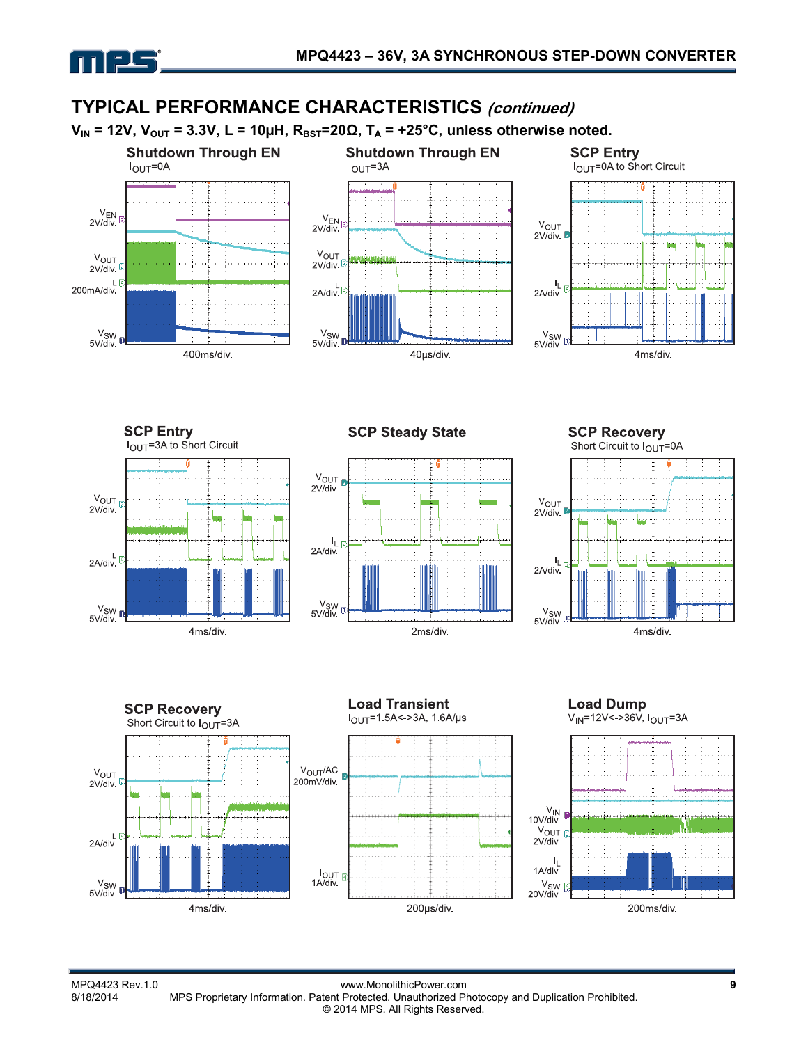## TYPICAL PERFORMANCE CHARACTERISTICS *(continued)*

**$V_{IN}$ = 12V, $V_{OUT}$ = 3.3V, L = 10µH, $R_{BST}$=20Ω, $T_A$ = +25°C, unless noted.**

### Shutdown Through EN

$I_{OUT}$=0A

$V_{EN}$ 2V/div.

$V_{OUT}$ 2V/div.

$I_L$ 200mA/div.

$V_{SW}$ 5V/div.

400ms/div.

### Shutdown Through EN

$I_{OUT}$=3A

$V_{EN}$ 2V/div.

$V_{OUT}$ 2V/div.

$I_L$ 2A/div.

$V_{SW}$ 5V/div.

40µs/div.

### SCP Entry

$I_{OUT}$=0A to Short Circuit

$V_{OUT}$ 2V/div.

$I_L$ 2A/div.

$V_{SW}$ 5V/div.

4ms/div.

### SCP Entry

$I_{OUT}$=3A to Short Circuit

$V_{OUT}$ 2V/div.

$I_L$ 2A/div.

$V_{SW}$ 5V/div.

4ms/div.

### SCP Steady State

$V_{OUT}$ 2V/div.

$I_L$ 2A/div.

$V_{SW}$ 5V/div.

2ms/div.

### SCP Recovery

Short Circuit to $I_{OUT}$=0A

$V_{OUT}$ 2V/div.

$I_L$ 2A/div.

$V_{SW}$ 5V/div.

4ms/div.

### SCP Recovery

Short Circuit to $I_{OUT}$=3A

$V_{OUT}$ 2V/div.

$I_L$ 2A/div.

$V_{SW}$ 5V/div.

4ms/div.

### Load Transient

$I_{OUT}$=1.5A<->3A, 1.6A/µs

$V_{OUT}$/AC 200mV/div.

$I_{OUT}$ 1A/div.

200µs/div.

### Load Dump

$V_{IN}$=12V<->36V, $I_{OUT}$=3A

$V_{IN}$ 10V/div.

$V_{OUT}$ 2V/div.

$I_L$ 1A/div.

$V_{SW}$ 20V/div.

200ms/div.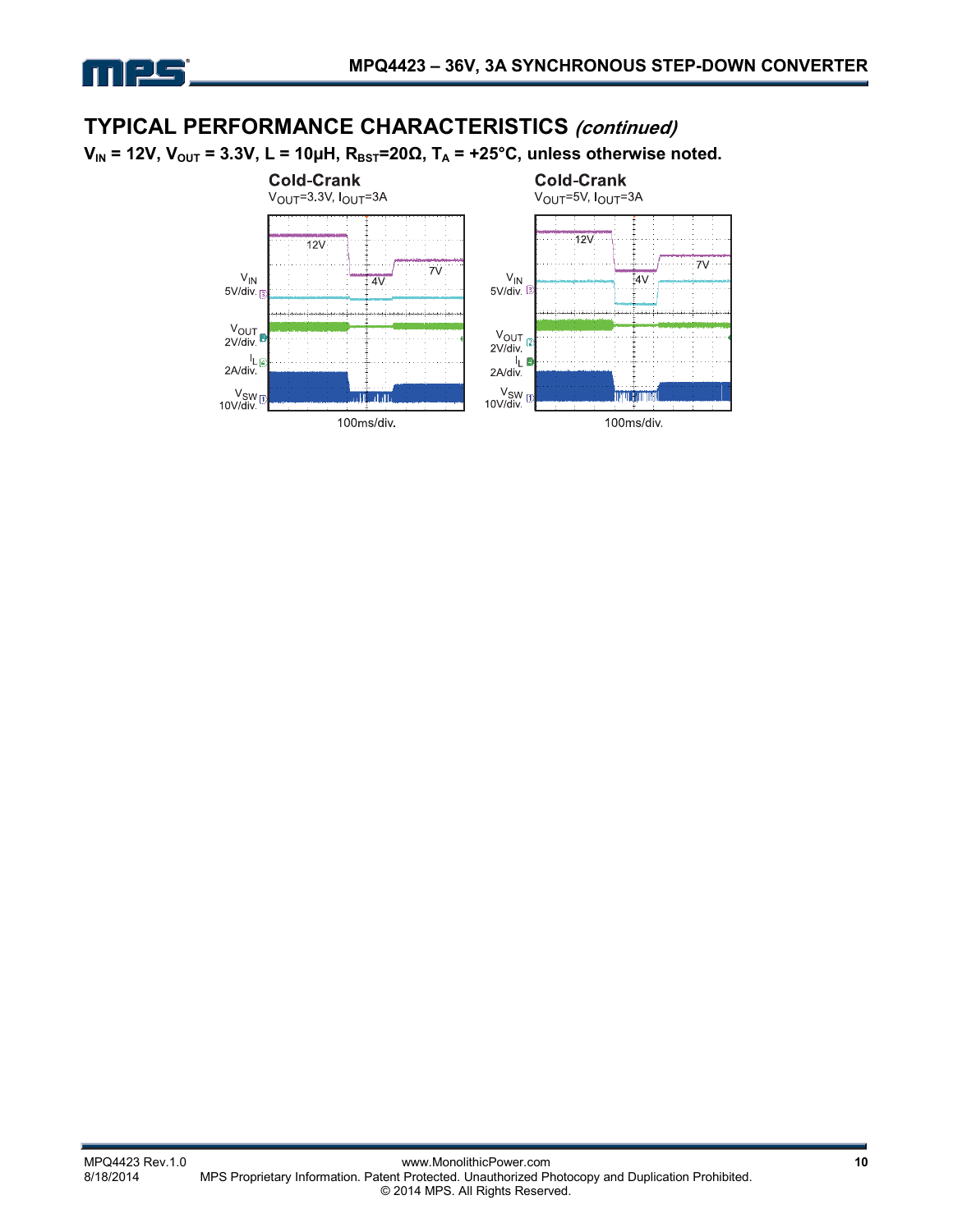## TYPICAL PERFORMANCE CHARACTERISTICS *(continued)*

**$V_{IN}$ = 12V, $V_{OUT}$ = 3.3V, L = 10µH, $R_{BST}$=20Ω, $T_A$ = +25°C, unless otherwise noted.**

**Cold-Crank**

$V_{OUT}$=3.3V, $I_{OUT}$=3A

$V_{IN}$ 5V/div.

$V_{OUT}$ 2V/div.

$I_L$ 2A/div.

$V_{SW}$ 10V/div.

12V, 4V, 7V

100ms/div.

**Cold-Crank**

$V_{OUT}$=5V, $I_{OUT}$=3A

$V_{IN}$ 5V/div.

$V_{OUT}$ 2V/div.

$I_L$ 2A/div.

$V_{SW}$ 10V/div.

12V, 4V, 7V

100ms/div.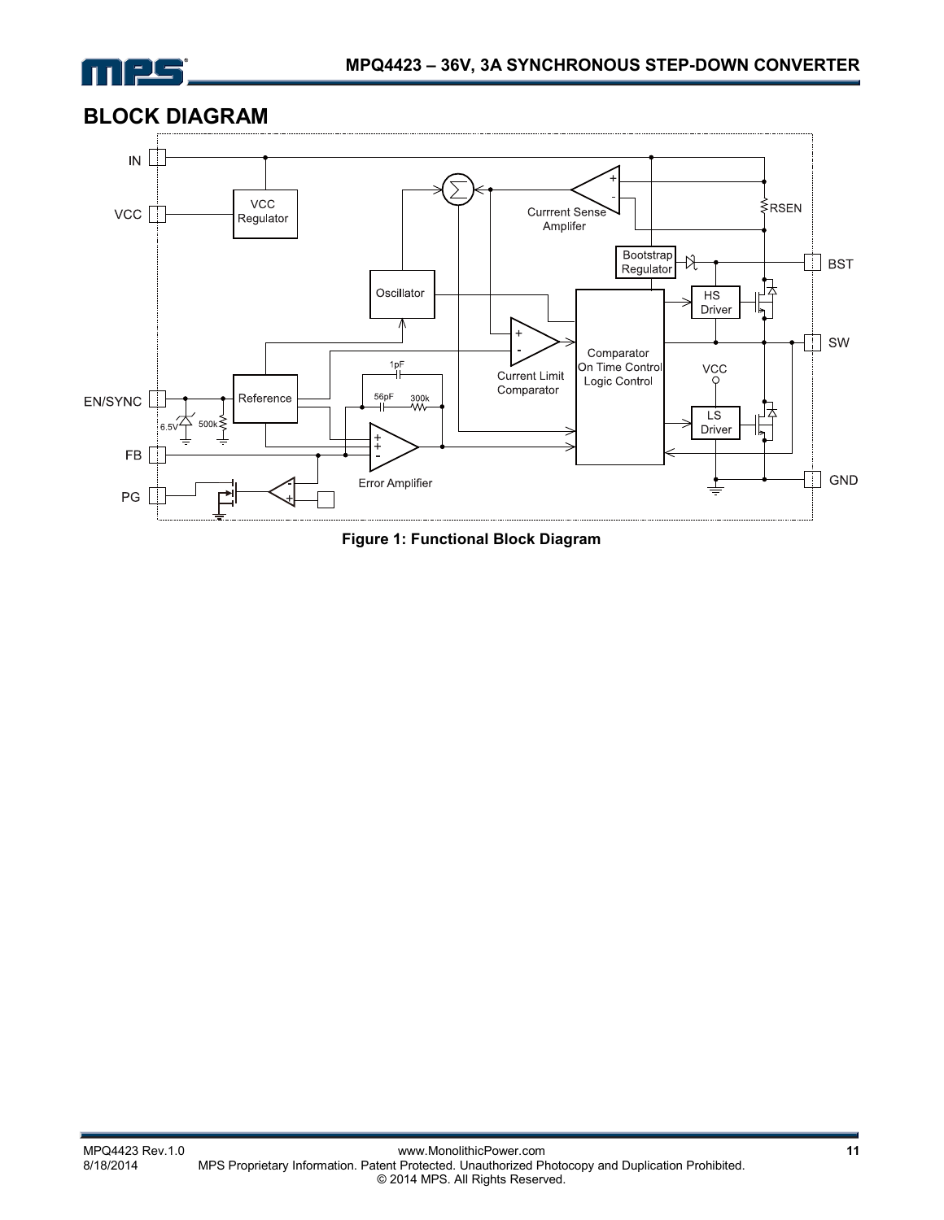## BLOCK DIAGRAM

Figure 1: Functional Block Diagram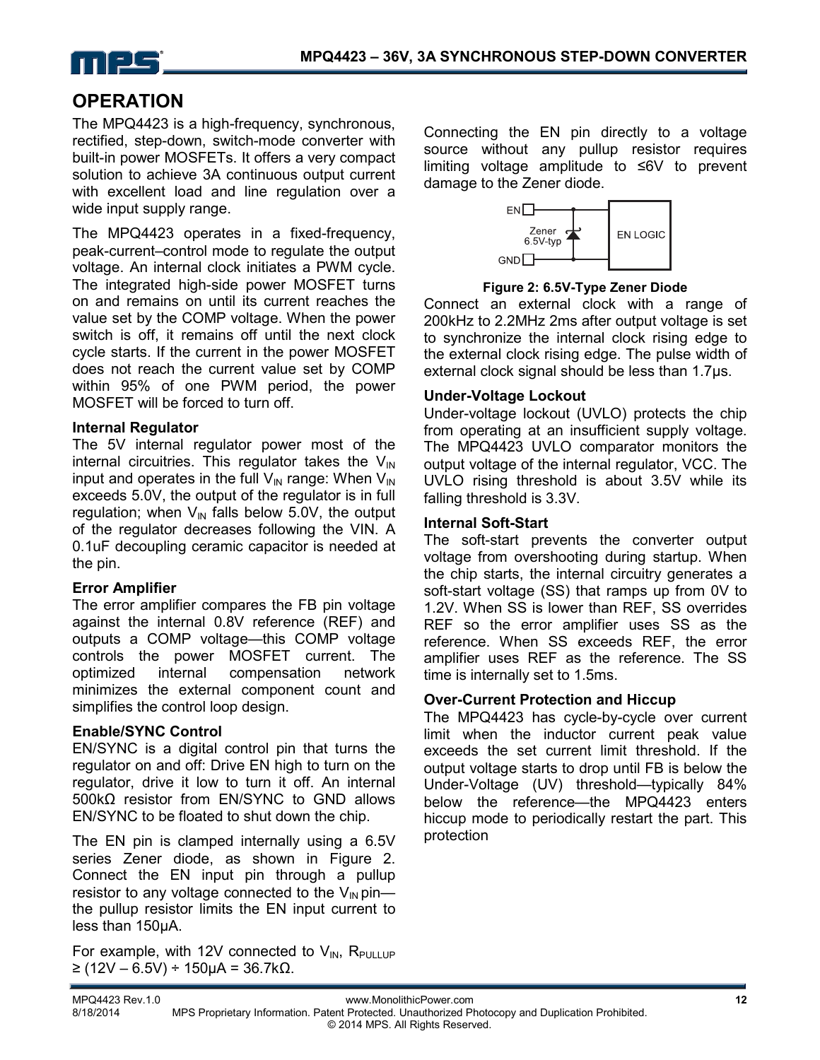## OPERATION

The MPQ4423 is a high-frequency, synchronous, rectified, step-down, switch-mode converter with built-in power MOSFETs. It offers a very compact solution to achieve 3A continuous output current with excellent load and line regulation over a wide input supply range.

The MPQ4423 operates in a fixed-frequency, peak-current–control mode to regulate the output voltage. An internal clock initiates a PWM cycle. The integrated high-side power MOSFET turns on and remains on until its current reaches the value set by the COMP voltage. When the power switch is off, it remains off until the next clock cycle starts. If the current in the power MOSFET does not reach the current value set by COMP within 95% of one PWM period, the power MOSFET will be forced to turn off.

### Internal Regulator

The 5V internal regulator power most of the internal circuitries. This regulator takes the $V_{IN}$ input and operates in the full $V_{IN}$ range: When $V_{IN}$ exceeds 5.0V, the output of the regulator is in full regulation; when $V_{IN}$ falls below 5.0V, the output of the regulator decreases following the VIN. A 0.1uF decoupling ceramic capacitor is needed at the pin.

### Error Amplifier

The error amplifier compares the FB pin voltage against the internal 0.8V reference (REF) and outputs a COMP voltage—this COMP voltage controls the power MOSFET current. The optimized internal compensation network minimizes the external component count and simplifies the control loop design.

### Enable/SYNC Control

EN/SYNC is a digital control pin that turns the regulator on and off: Drive EN high to turn on the regulator, drive it low to turn it off. An internal 500kΩ resistor from EN/SYNC to GND allows EN/SYNC to be floated to shut down the chip.

The EN pin is clamped internally using a 6.5V series Zener diode, as shown in Figure 2. Connect the EN input pin through a pullup resistor to any voltage connected to the $V_{IN}$ pin—the pullup resistor limits the EN input current to less than 150µA.

For example, with 12V connected to $V_{IN}$, $R_{PULLUP} \geq (12V – 6.5V) \div 150µA = 36.7kΩ$.

Connecting the EN pin directly to a voltage source without any pullup resistor requires limiting voltage amplitude to ≤6V to prevent damage to the Zener diode.

**Figure 2: 6.5V-Type Zener Diode**

Connect an external clock with a range of 200kHz to 2.2MHz 2ms after output voltage is set to synchronize the internal clock rising edge to the external clock rising edge. The pulse width of external clock signal should be less than 1.7µs.

### Under-Voltage Lockout

Under-voltage lockout (UVLO) protects the chip from operating at an insufficient supply voltage. The MPQ4423 UVLO comparator monitors the output voltage of the internal regulator, VCC. The UVLO rising threshold is about 3.5V while its falling threshold is 3.3V.

### Internal Soft-Start

The soft-start prevents the converter output voltage from overshooting during startup. When the chip starts, the internal circuitry generates a soft-start voltage (SS) that ramps up from 0V to 1.2V. When SS is lower than REF, SS overrides REF so the error amplifier uses SS as the reference. When SS exceeds REF, the error amplifier uses REF as the reference. The SS time is internally set to 1.5ms.

### Over-Current Protection and Hiccup

The MPQ4423 has cycle-by-cycle over current limit when the inductor current peak value exceeds the set current limit threshold. If the output voltage starts to drop until FB is below the Under-Voltage (UV) threshold—typically 84% below the reference—the MPQ4423 enters hiccup mode to periodically restart the part. This protection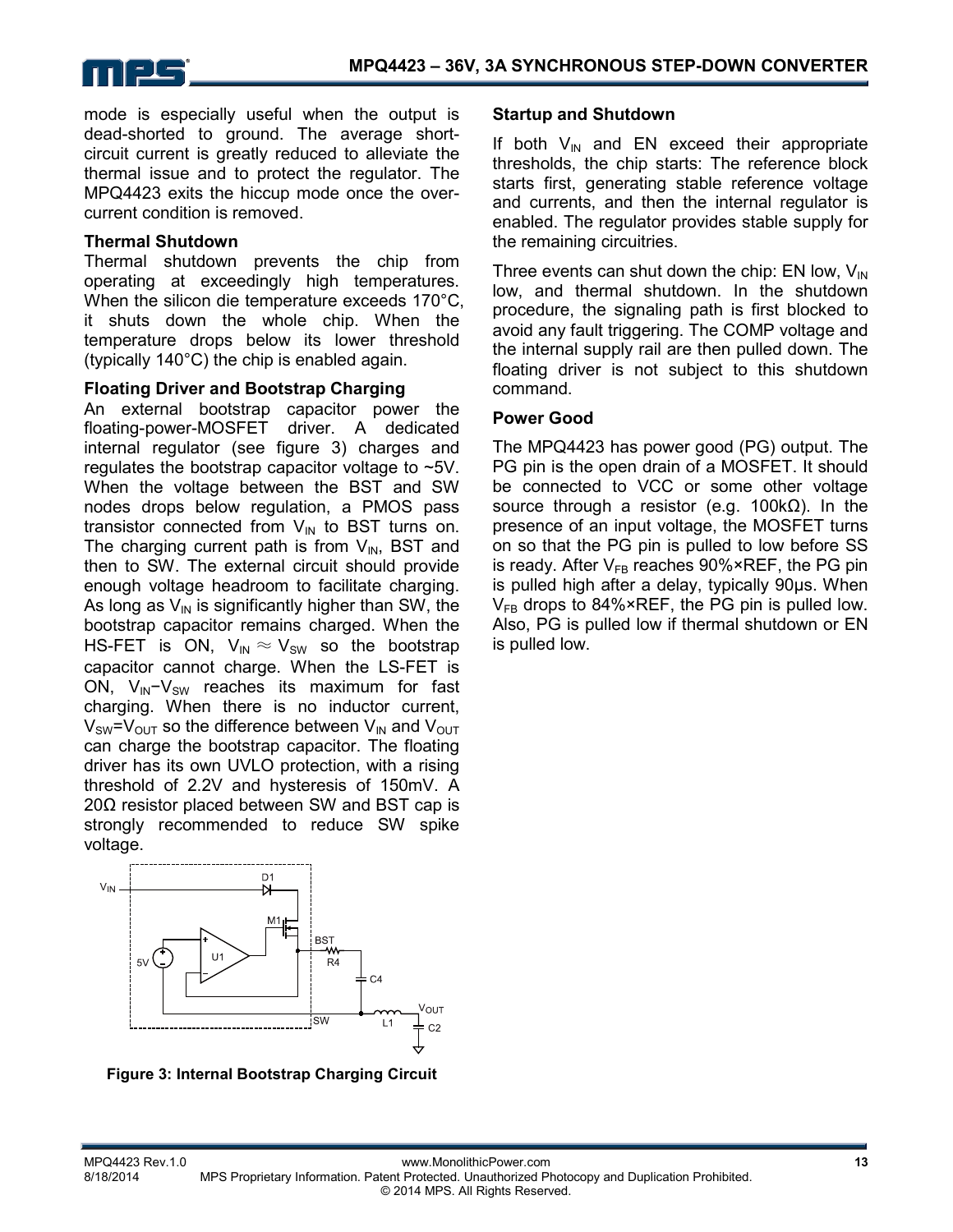mode is especially useful when the output is dead-shorted to ground. The average short-circuit current is greatly reduced to alleviate the thermal issue and to protect the regulator. The MPQ4423 exits the hiccup mode once the over-current condition is removed.

### Thermal Shutdown

Thermal shutdown prevents the chip from operating at exceedingly high temperatures. When the silicon die temperature exceeds 170°C, it shuts down the whole chip. When the temperature drops below its lower threshold (typically 140°C) the chip is enabled again.

### Floating Driver and Bootstrap Charging

An external bootstrap capacitor power the floating-power-MOSFET driver. A dedicated internal regulator (see figure 3) charges and regulates the bootstrap capacitor voltage to ~5V. When the voltage between the BST and SW nodes drops below regulation, a PMOS pass transistor connected from $V_{IN}$ to BST turns on. The charging current path is from $V_{IN}$, BST and then to SW. The external circuit should provide enough voltage headroom to facilitate charging. As long as $V_{IN}$ is significantly higher than SW, the bootstrap capacitor remains charged. When the HS-FET is ON, $V_{IN} \approx V_{SW}$ so the bootstrap capacitor cannot charge. When the LS-FET is ON, $V_{IN}-V_{SW}$ reaches its maximum for fast charging. When there is no inductor current, $V_{SW}=V_{OUT}$ so the difference between $V_{IN}$ and $V_{OUT}$ can charge the bootstrap capacitor. The floating driver has its own UVLO protection, with a rising threshold of 2.2V and hysteresis of 150mV. A 20Ω resistor placed between SW and BST cap is strongly recommended to reduce SW spike voltage.

**Figure 3: Internal Bootstrap Charging Circuit**

### Startup and Shutdown

If both $V_{IN}$ and EN exceed their appropriate thresholds, the chip starts: The reference block starts first, generating stable reference voltage and currents, and then the internal regulator is enabled. The regulator provides stable supply for the remaining circuitries.

Three events can shut down the chip: EN low, $V_{IN}$ low, and thermal shutdown. In the shutdown procedure, the signaling path is first blocked to avoid any fault triggering. The COMP voltage and the internal supply rail are then pulled down. The floating driver is not subject to this shutdown command.

### Power Good

The MPQ4423 has power good (PG) output. The PG pin is the open drain of a MOSFET. It should be connected to VCC or some other voltage source through a resistor (e.g. 100kΩ). In the presence of an input voltage, the MOSFET turns on so that the PG pin is pulled to low before SS is ready. After $V_{FB}$ reaches 90%×REF, the PG pin is pulled high after a delay, typically 90µs. When $V_{FB}$ drops to 84%×REF, the PG pin is pulled low. Also, PG is pulled low if thermal shutdown or EN is pulled low.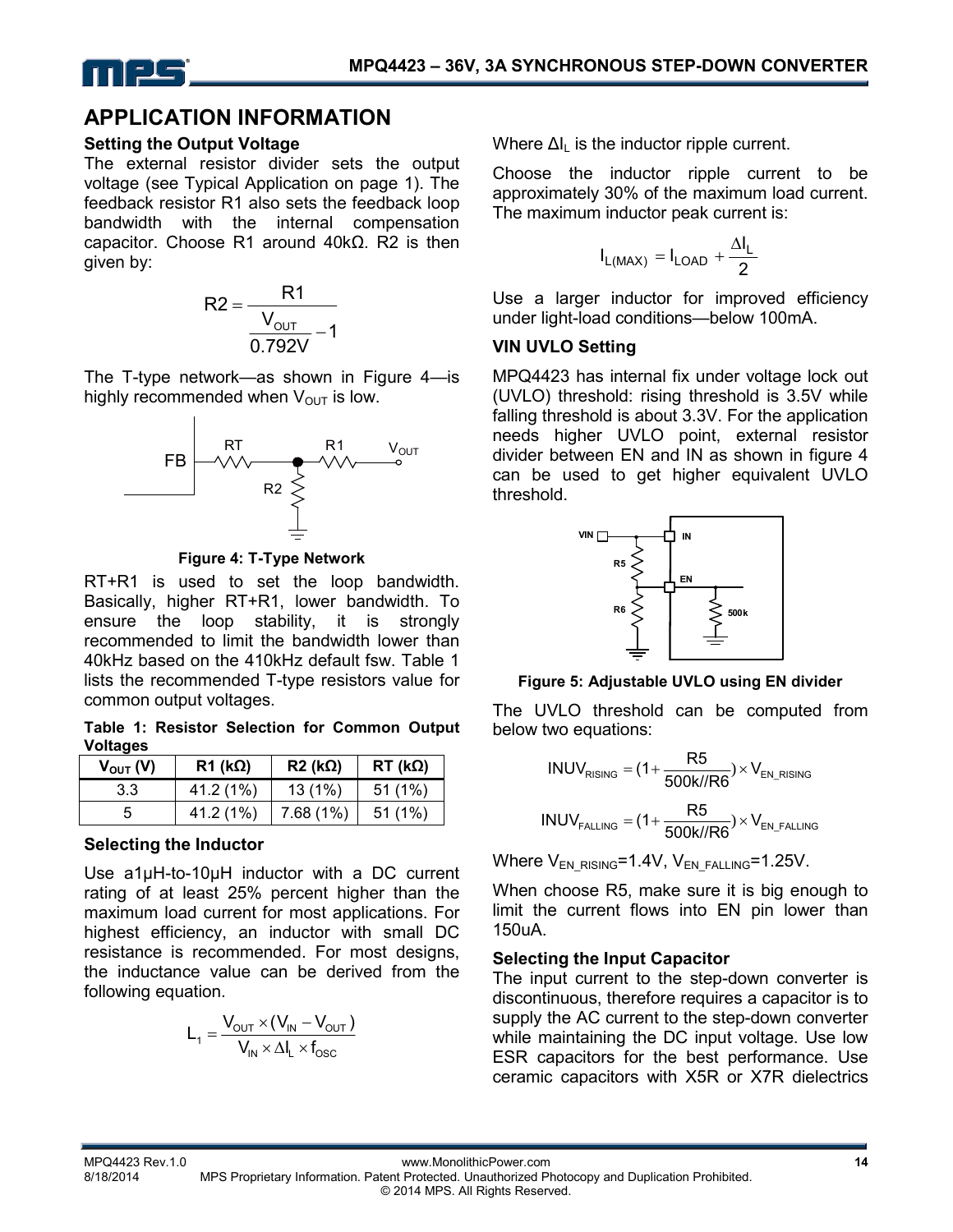## APPLICATION INFORMATION

### Setting the Output Voltage

The external resistor divider sets the output voltage (see Typical Application on page 1). The feedback resistor R1 also sets the feedback loop bandwidth with the internal compensation capacitor. Choose R1 around 40kΩ. R2 is then given by:

$$R2 = \frac{R1}{\frac{V_{OUT}}{0.792V} - 1}$$

The T-type network—as shown in Figure 4—is highly recommended when $V_{OUT}$ is low.

**Figure 4: T-Type Network**

RT+R1 is used to set the loop bandwidth. Basically, higher RT+R1, lower bandwidth. To ensure the loop stability, it is strongly recommended to limit the bandwidth lower than 40kHz based on the 410kHz default fsw. Table 1 lists the recommended T-type resistors value for common output voltages.

**Table 1: Resistor Selection for Common Output Voltages**

| $V_{OUT}$ (V) | R1 (kΩ) | R2 (kΩ) | RT (kΩ) |
|---|---|---|---|
| 3.3 | 41.2 (1%) | 13 (1%) | 51 (1%) |
| 5 | 41.2 (1%) | 7.68 (1%) | 51 (1%) |

### Selecting the Inductor

Use a1µH-to-10µH inductor with a DC current rating of at least 25% percent higher than the maximum load current for most applications. For highest efficiency, an inductor with small DC resistance is recommended. For most designs, the inductance value can be derived from the following equation.

$$L_1 = \frac{V_{OUT} \times (V_{IN} - V_{OUT})}{V_{IN} \times \Delta I_L \times f_{OSC}}$$

Where $\Delta I_L$ is the inductor ripple current.

Choose the inductor ripple current to be approximately 30% of the maximum load current. The maximum inductor peak current is:

$$I_{L(MAX)} = I_{LOAD} + \frac{\Delta I_L}{2}$$

Use a larger inductor for improved efficiency under light-load conditions—below 100mA.

### VIN UVLO Setting

MPQ4423 has internal fix under voltage lock out (UVLO) threshold: rising threshold is 3.5V while falling threshold is about 3.3V. For the application needs higher UVLO point, external resistor divider between EN and IN as shown in figure 4 can be used to get higher equivalent UVLO threshold.

**Figure 5: Adjustable UVLO using EN divider**

The UVLO threshold can be computed from below two equations:

$$INUV_{RISING} = (1 + \frac{R5}{500k//R6}) \times V_{EN\_RISING}$$

$$INUV_{FALLING} = (1 + \frac{R5}{500k//R6}) \times V_{EN\_FALLING}$$

Where $V_{EN\_RISING}$=1.4V, $V_{EN\_FALLING}$=1.25V.

When choose R5, make sure it is big enough to limit the current flows into EN pin lower than 150uA.

### Selecting the Input Capacitor

The input current to the step-down converter is discontinuous, therefore requires a capacitor is to supply the AC current to the step-down converter while maintaining the DC input voltage. Use low ESR capacitors for the best performance. Use ceramic capacitors with X5R or X7R dielectrics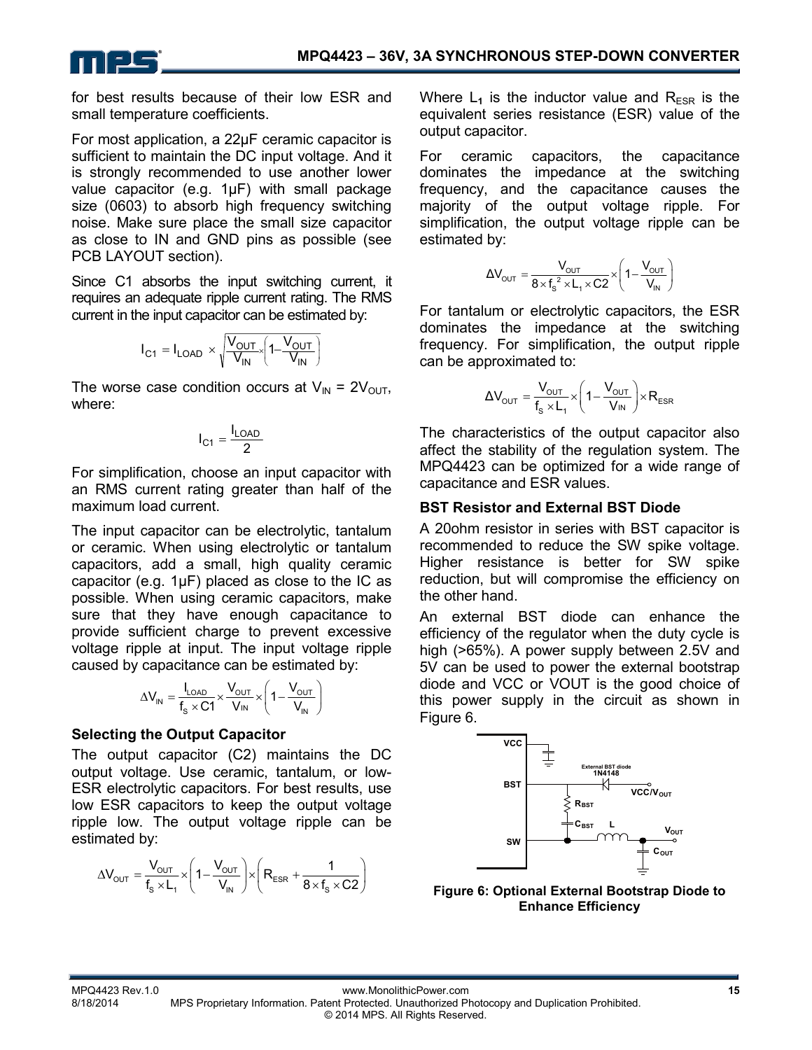for best results because of their low ESR and small temperature coefficients.

For most application, a 22µF ceramic capacitor is sufficient to maintain the DC input voltage. And it is strongly recommended to use another lower value capacitor (e.g. 1µF) with small package size (0603) to absorb high frequency switching noise. Make sure place the small size capacitor as close to IN and GND pins as possible (see PCB LAYOUT section).

Since C1 absorbs the input switching current, it requires an adequate ripple current rating. The RMS current in the input capacitor can be estimated by:

$$I_{C1} = I_{LOAD} \times \sqrt{\frac{V_{OUT}}{V_{IN}} \times \left(1 - \frac{V_{OUT}}{V_{IN}}\right)}$$

The worse case condition occurs at $V_{IN} = 2V_{OUT}$, where:

$$I_{C1} = \frac{I_{LOAD}}{2}$$

For simplification, choose an input capacitor with an RMS current rating greater than half of the maximum load current.

The input capacitor can be electrolytic, tantalum or ceramic. When using electrolytic or tantalum capacitors, add a small, high quality ceramic capacitor (e.g. 1µF) placed as close to the IC as possible. When using ceramic capacitors, make sure that they have enough capacitance to provide sufficient charge to prevent excessive voltage ripple at input. The input voltage ripple caused by capacitance can be estimated by:

$$\Delta V_{IN} = \frac{I_{LOAD}}{f_S \times C1} \times \frac{V_{OUT}}{V_{IN}} \times \left(1 - \frac{V_{OUT}}{V_{IN}}\right)$$

### Selecting the Output Capacitor

The output capacitor (C2) maintains the DC output voltage. Use ceramic, tantalum, or low-ESR electrolytic capacitors. For best results, use low ESR capacitors to keep the output voltage ripple low. The output voltage ripple can be estimated by:

$$\Delta V_{OUT} = \frac{V_{OUT}}{f_S \times L_1} \times \left(1 - \frac{V_{OUT}}{V_{IN}}\right) \times \left(R_{ESR} + \frac{1}{8 \times f_S \times C2}\right)$$

Where $L_1$ is the inductor value and $R_{ESR}$ is the equivalent series resistance (ESR) value of the output capacitor.

For ceramic capacitors, the capacitance dominates the impedance at the switching frequency, and the capacitance causes the majority of the output voltage ripple. For simplification, the output voltage ripple can be estimated by:

$$\Delta V_{OUT} = \frac{V_{OUT}}{8 \times f_S^{\,2} \times L_1 \times C2} \times \left(1 - \frac{V_{OUT}}{V_{IN}}\right)$$

For tantalum or electrolytic capacitors, the ESR dominates the impedance at the switching frequency. For simplification, the output ripple can be approximated to:

$$\Delta V_{OUT} = \frac{V_{OUT}}{f_S \times L_1} \times \left(1 - \frac{V_{OUT}}{V_{IN}}\right) \times R_{ESR}$$

The characteristics of the output capacitor also affect the stability of the regulation system. The MPQ4423 can be optimized for a wide range of capacitance and ESR values.

### BST Resistor and External BST Diode

A 20ohm resistor in series with BST capacitor is recommended to reduce the SW spike voltage. Higher resistance is better for SW spike reduction, but will compromise the efficiency on the other hand.

An external BST diode can enhance the efficiency of the regulator when the duty cycle is high (>65%). A power supply between 2.5V and 5V can be used to power the external bootstrap diode and VCC or VOUT is the good choice of this power supply in the circuit as shown in Figure 6.

**Figure 6: Optional External Bootstrap Diode to Enhance Efficiency**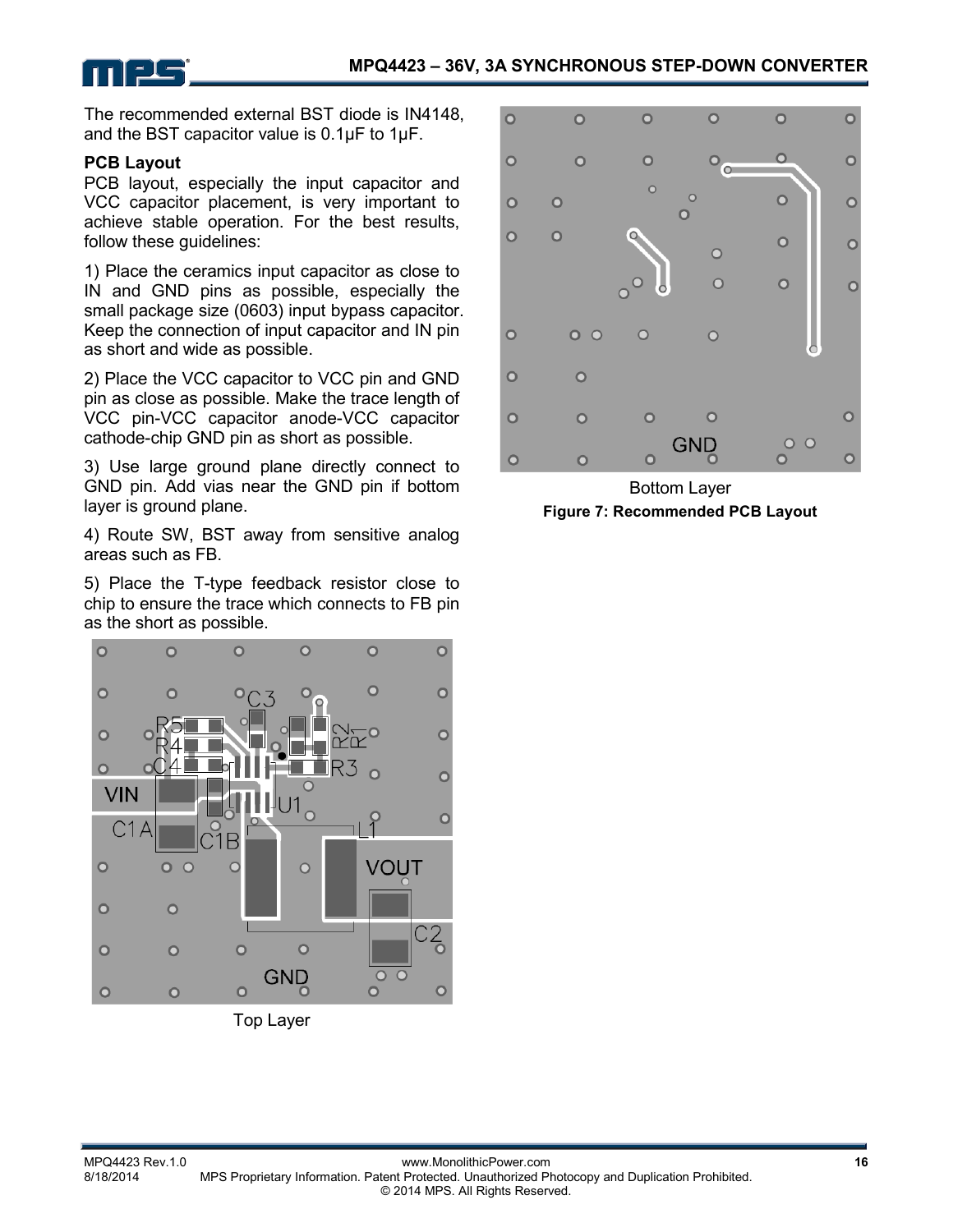The recommended external BST diode is IN4148, and the BST capacitor value is 0.1µF to 1µF.

**PCB Layout**

PCB layout, especially the input capacitor and VCC capacitor placement, is very important to achieve stable operation. For the best results, follow these guidelines:

1) Place the ceramics input capacitor as close to IN and GND pins as possible, especially the small package size (0603) input bypass capacitor. Keep the connection of input capacitor and IN pin as short and wide as possible.

2) Place the VCC capacitor to VCC pin and GND pin as close as possible. Make the trace length of VCC pin-VCC capacitor anode-VCC capacitor cathode-chip GND pin as short as possible.

3) Use large ground plane directly connect to GND pin. Add vias near the GND pin if bottom layer is ground plane.

4) Route SW, BST away from sensitive analog areas such as FB.

5) Place the T-type feedback resistor close to chip to ensure the trace which connects to FB pin as the short as possible.

Top Layer

Bottom Layer

**Figure 7: Recommended PCB Layout**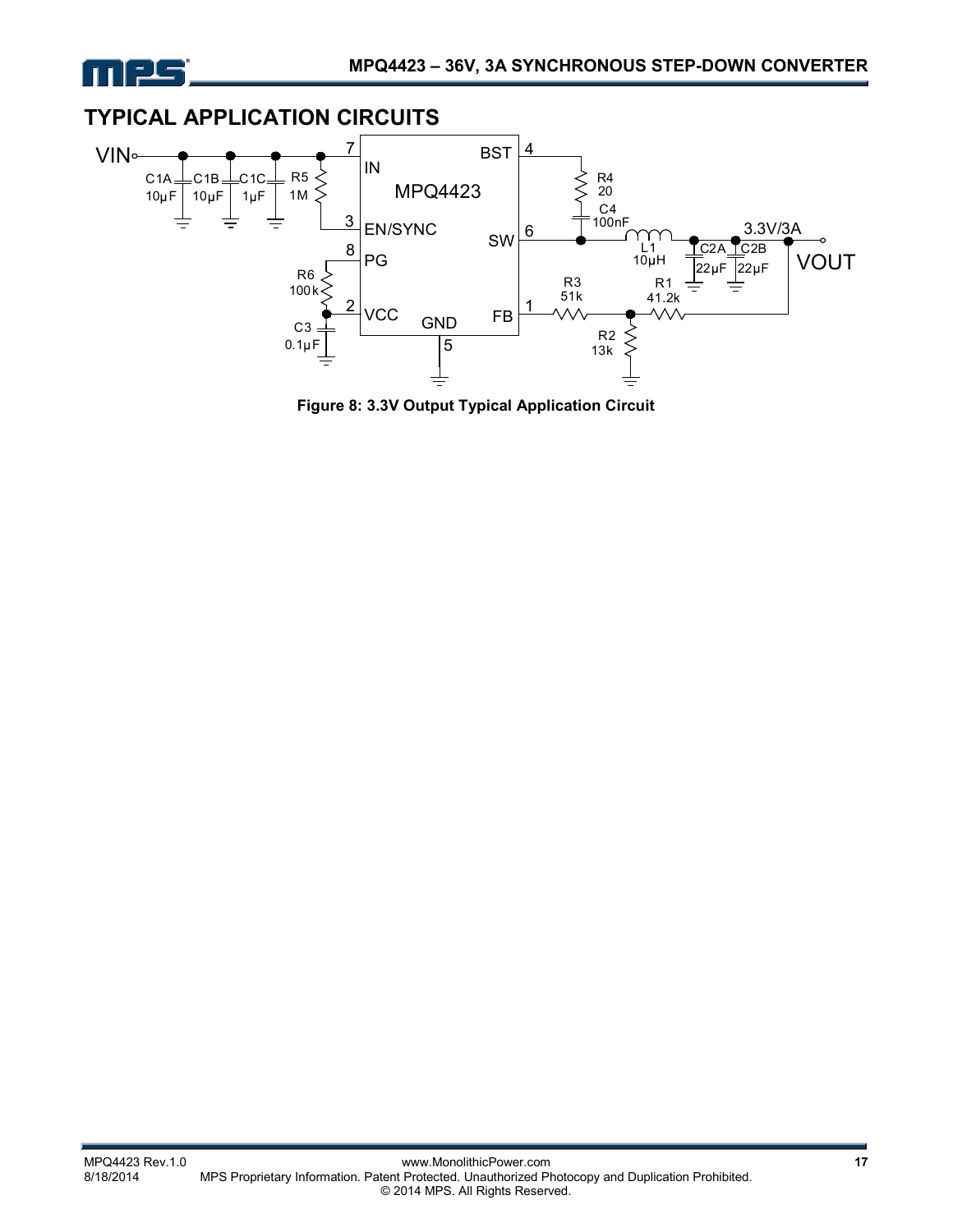## TYPICAL APPLICATION CIRCUITS

**Figure 8: 3.3V Output Typical Application Circuit**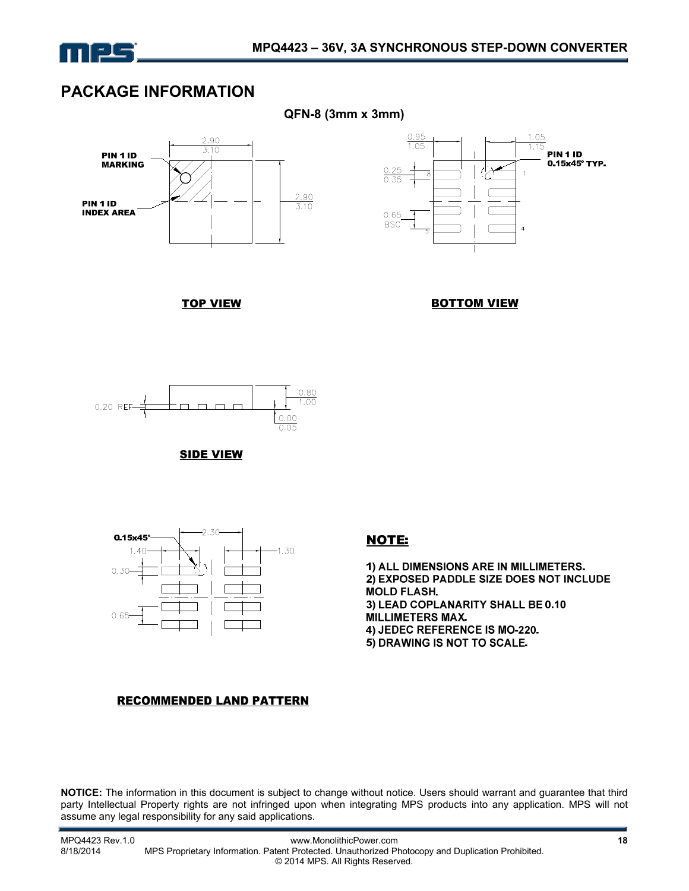# PACKAGE INFORMATION

**QFN-8 (3mm x 3mm)**

PIN 1 ID MARKING

PIN 1 ID INDEX AREA

2.90
3.10

2.90
3.10

**TOP VIEW**

0.95
1.05

1.05
1.15

PIN 1 ID
0.15x45° TYP.

0.25
0.35

0.65
BSC

8
1
5
4

**BOTTOM VIEW**

0.20 REF

0.80
1.00

0.00
0.05

**SIDE VIEW**

0.15x45°

2.30

1.40

1.30

0.30

0.65

**RECOMMENDED LAND PATTERN**

**NOTE:**

1) ALL DIMENSIONS ARE IN MILLIMETERS.
2) EXPOSED PADDLE SIZE DOES NOT INCLUDE MOLD FLASH.
3) LEAD COPLANARITY SHALL BE 0.10 MILLIMETERS MAX.
4) JEDEC REFERENCE IS MO-220.
5) DRAWING IS NOT TO SCALE.

**NOTICE:** The information in this document is subject to change without notice. Users should warrant and guarantee that third party Intellectual Property rights are not infringed upon when integrating MPS products into any application. MPS will not assume any legal responsibility for any said applications.